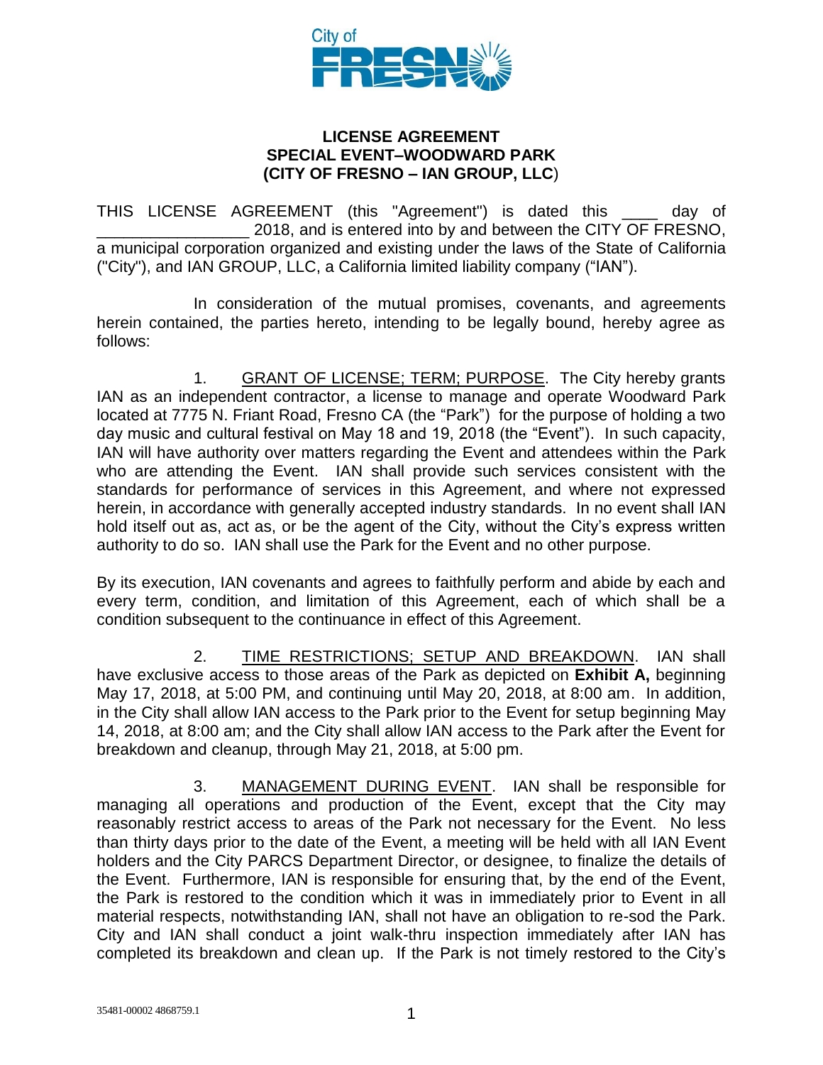City of FRESNO

**LICENSE AGREEMENT**
**SPECIAL EVENT–WOODWARD PARK**
**(CITY OF FRESNO – IAN GROUP, LLC)**

THIS LICENSE AGREEMENT (this "Agreement") is dated this ____ day of _________________ 2018, and is entered into by and between the CITY OF FRESNO, a municipal corporation organized and existing under the laws of the State of California ("City"), and IAN GROUP, LLC, a California limited liability company ("IAN").

In consideration of the mutual promises, covenants, and agreements herein contained, the parties hereto, intending to be legally bound, hereby agree as follows:

1. GRANT OF LICENSE; TERM; PURPOSE. The City hereby grants IAN as an independent contractor, a license to manage and operate Woodward Park located at 7775 N. Friant Road, Fresno CA (the "Park") for the purpose of holding a two day music and cultural festival on May 18 and 19, 2018 (the "Event"). In such capacity, IAN will have authority over matters regarding the Event and attendees within the Park who are attending the Event. IAN shall provide such services consistent with the standards for performance of services in this Agreement, and where not expressed herein, in accordance with generally accepted industry standards. In no event shall IAN hold itself out as, act as, or be the agent of the City, without the City's express written authority to do so. IAN shall use the Park for the Event and no other purpose.

By its execution, IAN covenants and agrees to faithfully perform and abide by each and every term, condition, and limitation of this Agreement, each of which shall be a condition subsequent to the continuance in effect of this Agreement.

2. TIME RESTRICTIONS; SETUP AND BREAKDOWN. IAN shall have exclusive access to those areas of the Park as depicted on **Exhibit A,** beginning May 17, 2018, at 5:00 PM, and continuing until May 20, 2018, at 8:00 am. In addition, in the City shall allow IAN access to the Park prior to the Event for setup beginning May 14, 2018, at 8:00 am; and the City shall allow IAN access to the Park after the Event for breakdown and cleanup, through May 21, 2018, at 5:00 pm.

3. MANAGEMENT DURING EVENT. IAN shall be responsible for managing all operations and production of the Event, except that the City may reasonably restrict access to areas of the Park not necessary for the Event. No less than thirty days prior to the date of the Event, a meeting will be held with all IAN Event holders and the City PARCS Department Director, or designee, to finalize the details of the Event. Furthermore, IAN is responsible for ensuring that, by the end of the Event, the Park is restored to the condition which it was in immediately prior to Event in all material respects, notwithstanding IAN, shall not have an obligation to re-sod the Park. City and IAN shall conduct a joint walk-thru inspection immediately after IAN has completed its breakdown and clean up. If the Park is not timely restored to the City's

35481-00002 4868759.1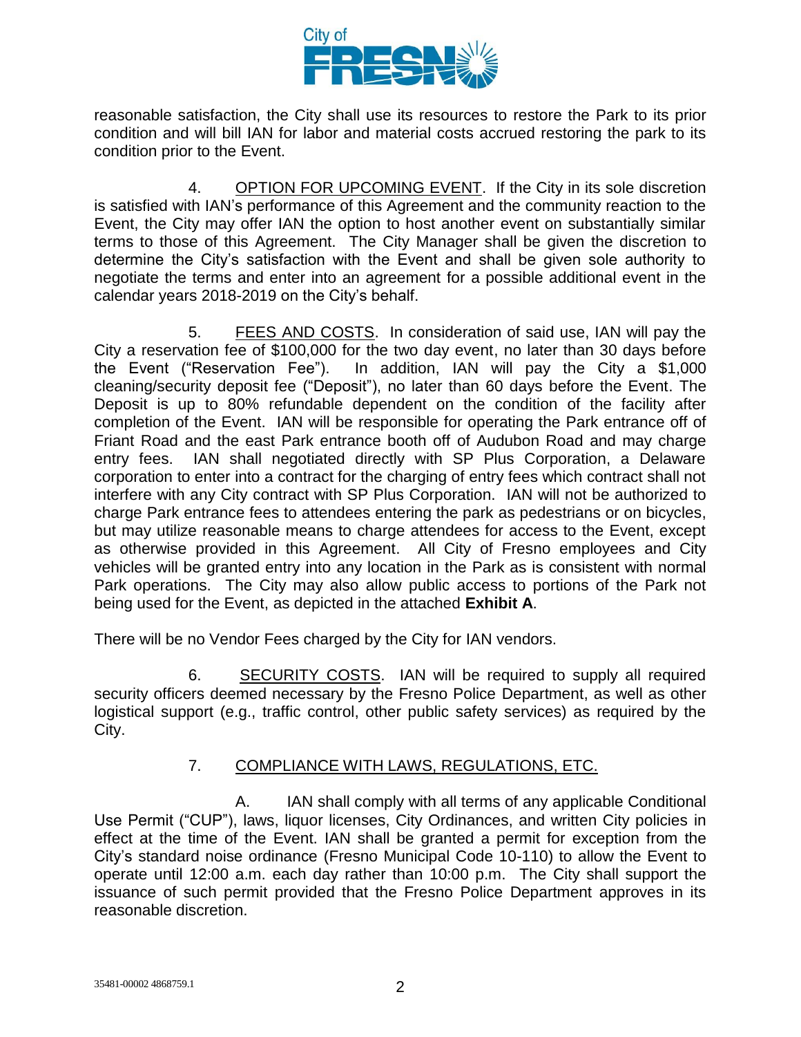reasonable satisfaction, the City shall use its resources to restore the Park to its prior condition and will bill IAN for labor and material costs accrued restoring the park to its condition prior to the Event.

4. OPTION FOR UPCOMING EVENT. If the City in its sole discretion is satisfied with IAN's performance of this Agreement and the community reaction to the Event, the City may offer IAN the option to host another event on substantially similar terms to those of this Agreement. The City Manager shall be given the discretion to determine the City's satisfaction with the Event and shall be given sole authority to negotiate the terms and enter into an agreement for a possible additional event in the calendar years 2018-2019 on the City's behalf.

5. FEES AND COSTS. In consideration of said use, IAN will pay the City a reservation fee of $100,000 for the two day event, no later than 30 days before the Event ("Reservation Fee"). In addition, IAN will pay the City a $1,000 cleaning/security deposit fee ("Deposit"), no later than 60 days before the Event. The Deposit is up to 80% refundable dependent on the condition of the facility after completion of the Event. IAN will be responsible for operating the Park entrance off of Friant Road and the east Park entrance booth off of Audubon Road and may charge entry fees. IAN shall negotiated directly with SP Plus Corporation, a Delaware corporation to enter into a contract for the charging of entry fees which contract shall not interfere with any City contract with SP Plus Corporation. IAN will not be authorized to charge Park entrance fees to attendees entering the park as pedestrians or on bicycles, but may utilize reasonable means to charge attendees for access to the Event, except as otherwise provided in this Agreement. All City of Fresno employees and City vehicles will be granted entry into any location in the Park as is consistent with normal Park operations. The City may also allow public access to portions of the Park not being used for the Event, as depicted in the attached **Exhibit A**.

There will be no Vendor Fees charged by the City for IAN vendors.

6. SECURITY COSTS. IAN will be required to supply all required security officers deemed necessary by the Fresno Police Department, as well as other logistical support (e.g., traffic control, other public safety services) as required by the City.

7. COMPLIANCE WITH LAWS, REGULATIONS, ETC.

A. IAN shall comply with all terms of any applicable Conditional Use Permit ("CUP"), laws, liquor licenses, City Ordinances, and written City policies in effect at the time of the Event. IAN shall be granted a permit for exception from the City's standard noise ordinance (Fresno Municipal Code 10-110) to allow the Event to operate until 12:00 a.m. each day rather than 10:00 p.m. The City shall support the issuance of such permit provided that the Fresno Police Department approves in its reasonable discretion.

35481-00002 4868759.1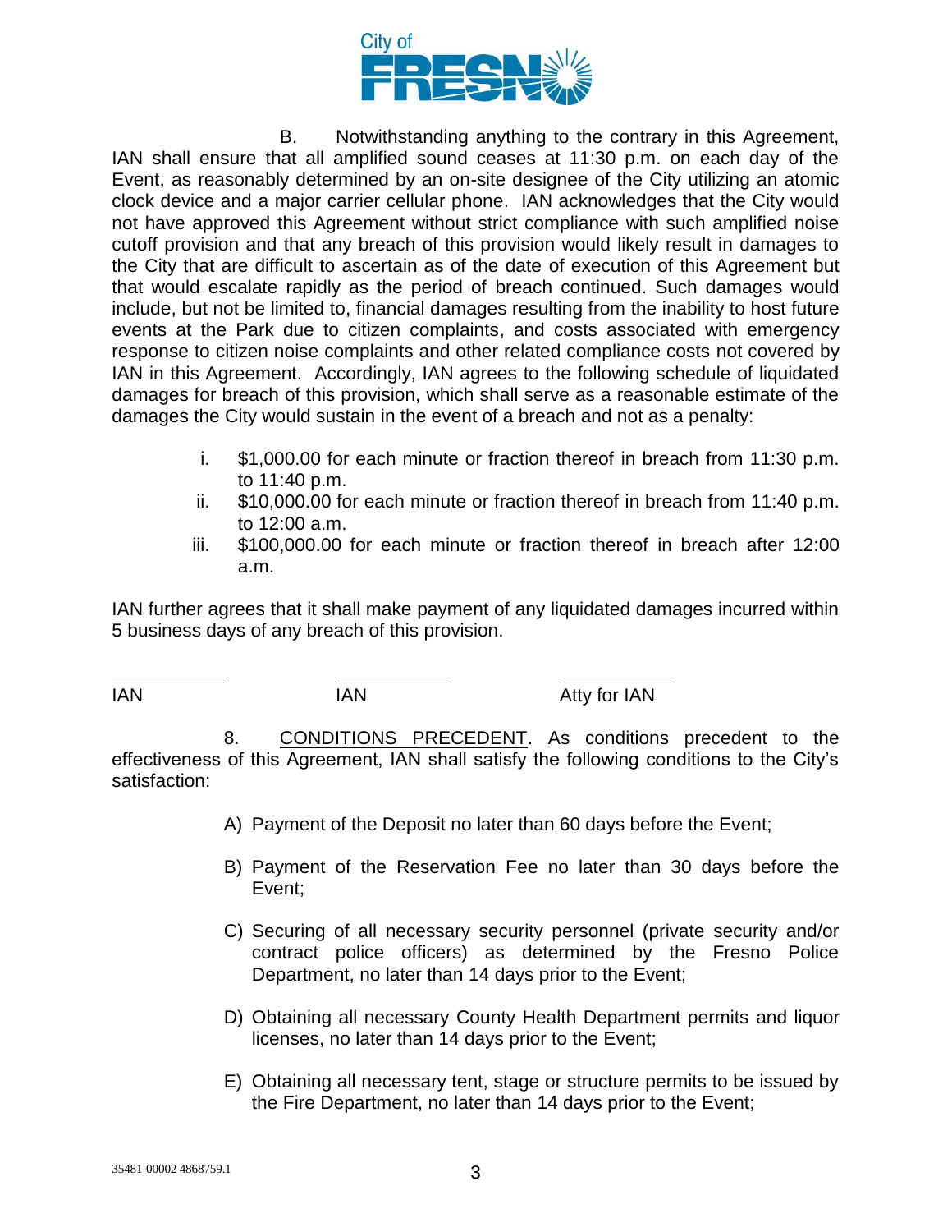B. Notwithstanding anything to the contrary in this Agreement, IAN shall ensure that all amplified sound ceases at 11:30 p.m. on each day of the Event, as reasonably determined by an on-site designee of the City utilizing an atomic clock device and a major carrier cellular phone. IAN acknowledges that the City would not have approved this Agreement without strict compliance with such amplified noise cutoff provision and that any breach of this provision would likely result in damages to the City that are difficult to ascertain as of the date of execution of this Agreement but that would escalate rapidly as the period of breach continued. Such damages would include, but not be limited to, financial damages resulting from the inability to host future events at the Park due to citizen complaints, and costs associated with emergency response to citizen noise complaints and other related compliance costs not covered by IAN in this Agreement. Accordingly, IAN agrees to the following schedule of liquidated damages for breach of this provision, which shall serve as a reasonable estimate of the damages the City would sustain in the event of a breach and not as a penalty:

i. $1,000.00 for each minute or fraction thereof in breach from 11:30 p.m. to 11:40 p.m.
ii. $10,000.00 for each minute or fraction thereof in breach from 11:40 p.m. to 12:00 a.m.
iii. $100,000.00 for each minute or fraction thereof in breach after 12:00 a.m.

IAN further agrees that it shall make payment of any liquidated damages incurred within 5 business days of any breach of this provision.

| | | |
|---|---|---|
| ____________ | ____________ | ____________ |
| IAN | IAN | Atty for IAN |

8. <u>CONDITIONS PRECEDENT</u>. As conditions precedent to the effectiveness of this Agreement, IAN shall satisfy the following conditions to the City's satisfaction:

A) Payment of the Deposit no later than 60 days before the Event;

B) Payment of the Reservation Fee no later than 30 days before the Event;

C) Securing of all necessary security personnel (private security and/or contract police officers) as determined by the Fresno Police Department, no later than 14 days prior to the Event;

D) Obtaining all necessary County Health Department permits and liquor licenses, no later than 14 days prior to the Event;

E) Obtaining all necessary tent, stage or structure permits to be issued by the Fire Department, no later than 14 days prior to the Event;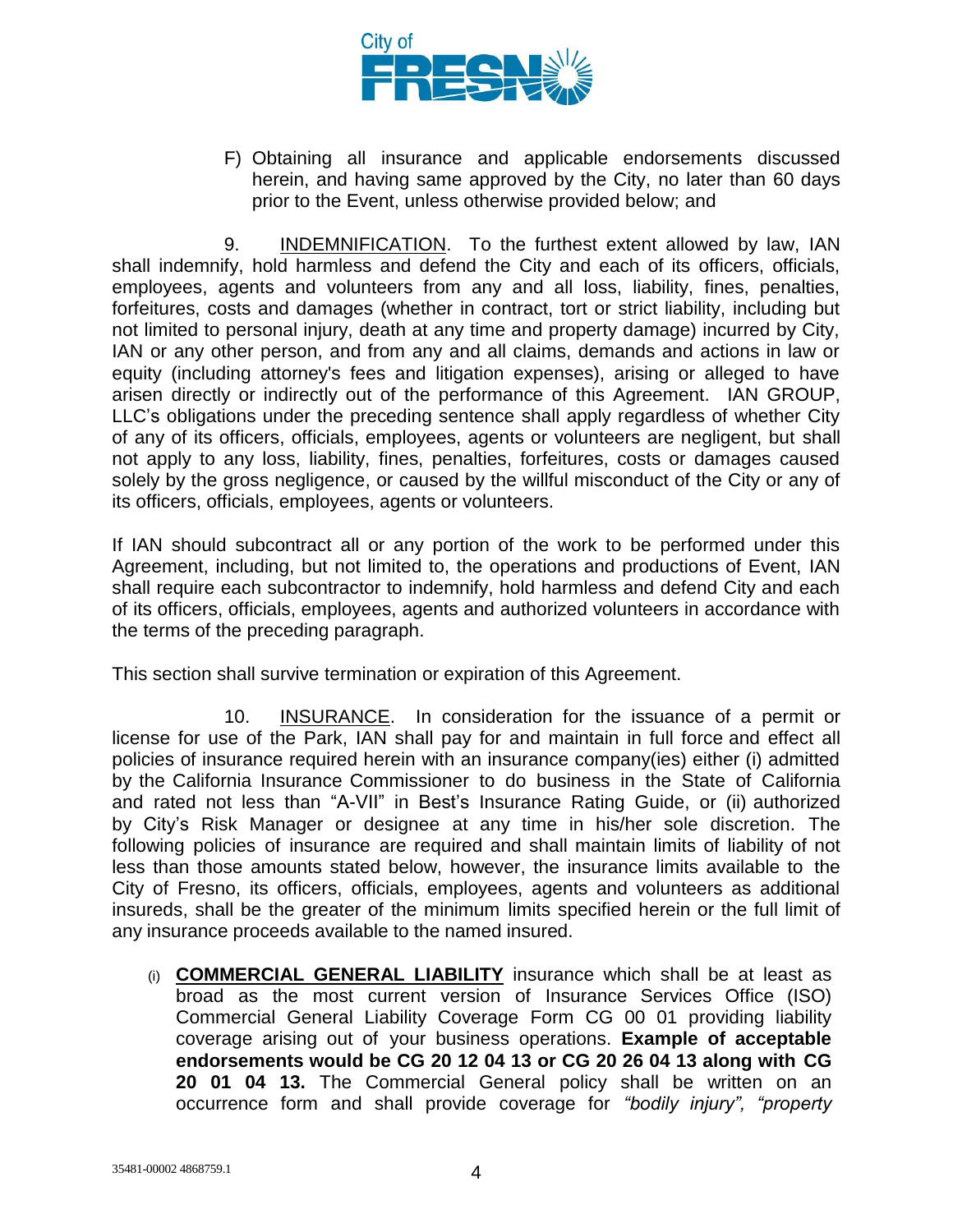F) Obtaining all insurance and applicable endorsements discussed herein, and having same approved by the City, no later than 60 days prior to the Event, unless otherwise provided below; and

9. <u>INDEMNIFICATION</u>. To the furthest extent allowed by law, IAN shall indemnify, hold harmless and defend the City and each of its officers, officials, employees, agents and volunteers from any and all loss, liability, fines, penalties, forfeitures, costs and damages (whether in contract, tort or strict liability, including but not limited to personal injury, death at any time and property damage) incurred by City, IAN or any other person, and from any and all claims, demands and actions in law or equity (including attorney's fees and litigation expenses), arising or alleged to have arisen directly or indirectly out of the performance of this Agreement. IAN GROUP, LLC's obligations under the preceding sentence shall apply regardless of whether City of any of its officers, officials, employees, agents or volunteers are negligent, but shall not apply to any loss, liability, fines, penalties, forfeitures, costs or damages caused solely by the gross negligence, or caused by the willful misconduct of the City or any of its officers, officials, employees, agents or volunteers.

If IAN should subcontract all or any portion of the work to be performed under this Agreement, including, but not limited to, the operations and productions of Event, IAN shall require each subcontractor to indemnify, hold harmless and defend City and each of its officers, officials, employees, agents and authorized volunteers in accordance with the terms of the preceding paragraph.

This section shall survive termination or expiration of this Agreement.

10. <u>INSURANCE</u>. In consideration for the issuance of a permit or license for use of the Park, IAN shall pay for and maintain in full force and effect all policies of insurance required herein with an insurance company(ies) either (i) admitted by the California Insurance Commissioner to do business in the State of California and rated not less than "A-VII" in Best's Insurance Rating Guide, or (ii) authorized by City's Risk Manager or designee at any time in his/her sole discretion. The following policies of insurance are required and shall maintain limits of liability of not less than those amounts stated below, however, the insurance limits available to the City of Fresno, its officers, officials, employees, agents and volunteers as additional insureds, shall be the greater of the minimum limits specified herein or the full limit of any insurance proceeds available to the named insured.

(i) **<u>COMMERCIAL GENERAL LIABILITY</u>** insurance which shall be at least as broad as the most current version of Insurance Services Office (ISO) Commercial General Liability Coverage Form CG 00 01 providing liability coverage arising out of your business operations. **Example of acceptable endorsements would be CG 20 12 04 13 or CG 20 26 04 13 along with CG 20 01 04 13.** The Commercial General policy shall be written on an occurrence form and shall provide coverage for *"bodily injury", "property*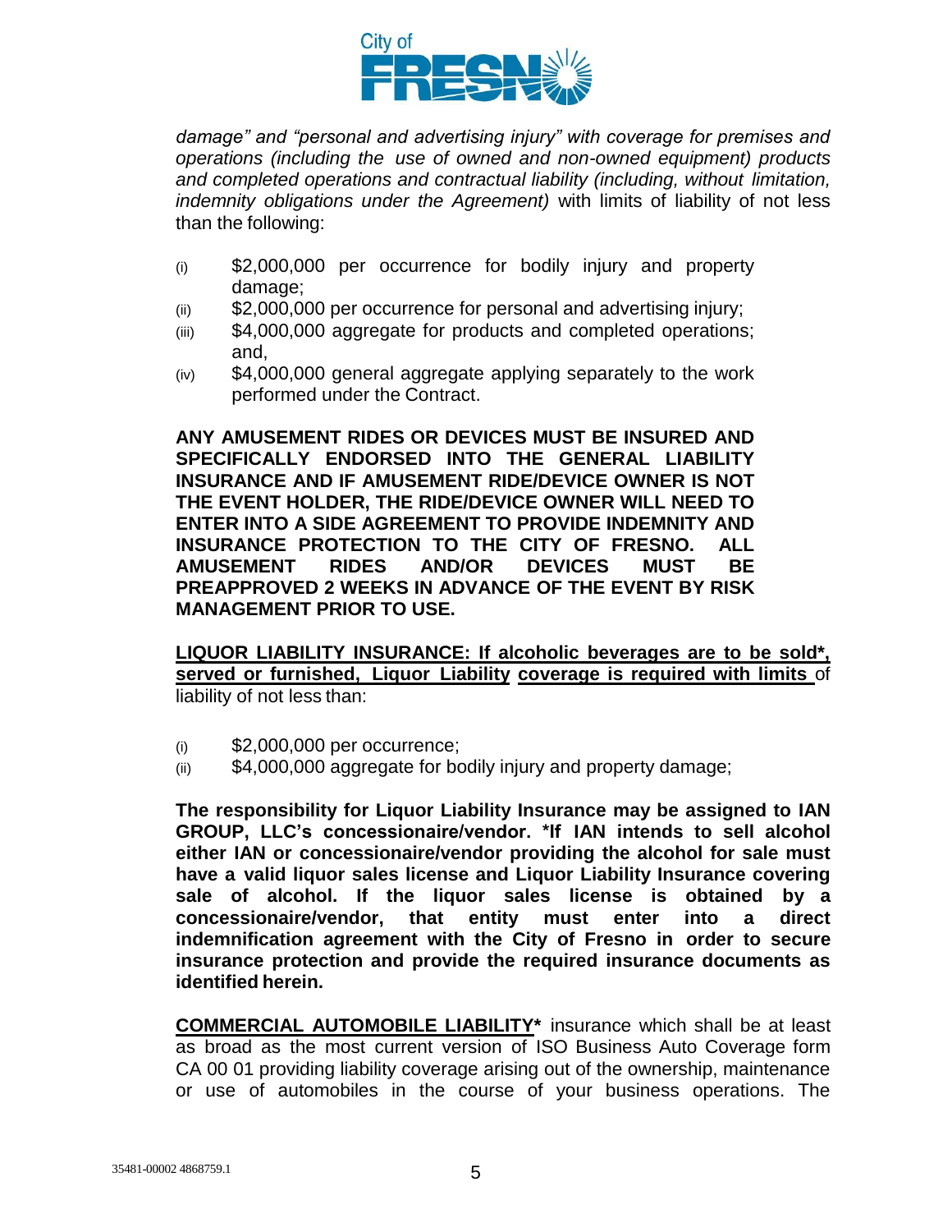*damage" and "personal and advertising injury" with coverage for premises and operations (including the use of owned and non-owned equipment) products and completed operations and contractual liability (including, without limitation, indemnity obligations under the Agreement)* with limits of liability of not less than the following:

(i) $2,000,000 per occurrence for bodily injury and property damage;

(ii) $2,000,000 per occurrence for personal and advertising injury;

(iii) $4,000,000 aggregate for products and completed operations; and,

(iv) $4,000,000 general aggregate applying separately to the work performed under the Contract.

**ANY AMUSEMENT RIDES OR DEVICES MUST BE INSURED AND SPECIFICALLY ENDORSED INTO THE GENERAL LIABILITY INSURANCE AND IF AMUSEMENT RIDE/DEVICE OWNER IS NOT THE EVENT HOLDER, THE RIDE/DEVICE OWNER WILL NEED TO ENTER INTO A SIDE AGREEMENT TO PROVIDE INDEMNITY AND INSURANCE PROTECTION TO THE CITY OF FRESNO. ALL AMUSEMENT RIDES AND/OR DEVICES MUST BE PREAPPROVED 2 WEEKS IN ADVANCE OF THE EVENT BY RISK MANAGEMENT PRIOR TO USE.**

**LIQUOR LIABILITY INSURANCE: If alcoholic beverages are to be sold*, served or furnished, Liquor Liability coverage is required with limits** of liability of not less than:

(i) $2,000,000 per occurrence;

(ii) $4,000,000 aggregate for bodily injury and property damage;

**The responsibility for Liquor Liability Insurance may be assigned to IAN GROUP, LLC's concessionaire/vendor. *If IAN intends to sell alcohol either IAN or concessionaire/vendor providing the alcohol for sale must have a valid liquor sales license and Liquor Liability Insurance covering sale of alcohol. If the liquor sales license is obtained by a concessionaire/vendor, that entity must enter into a direct indemnification agreement with the City of Fresno in order to secure insurance protection and provide the required insurance documents as identified herein.**

**COMMERCIAL AUTOMOBILE LIABILITY*** insurance which shall be at least as broad as the most current version of ISO Business Auto Coverage form CA 00 01 providing liability coverage arising out of the ownership, maintenance or use of automobiles in the course of your business operations. The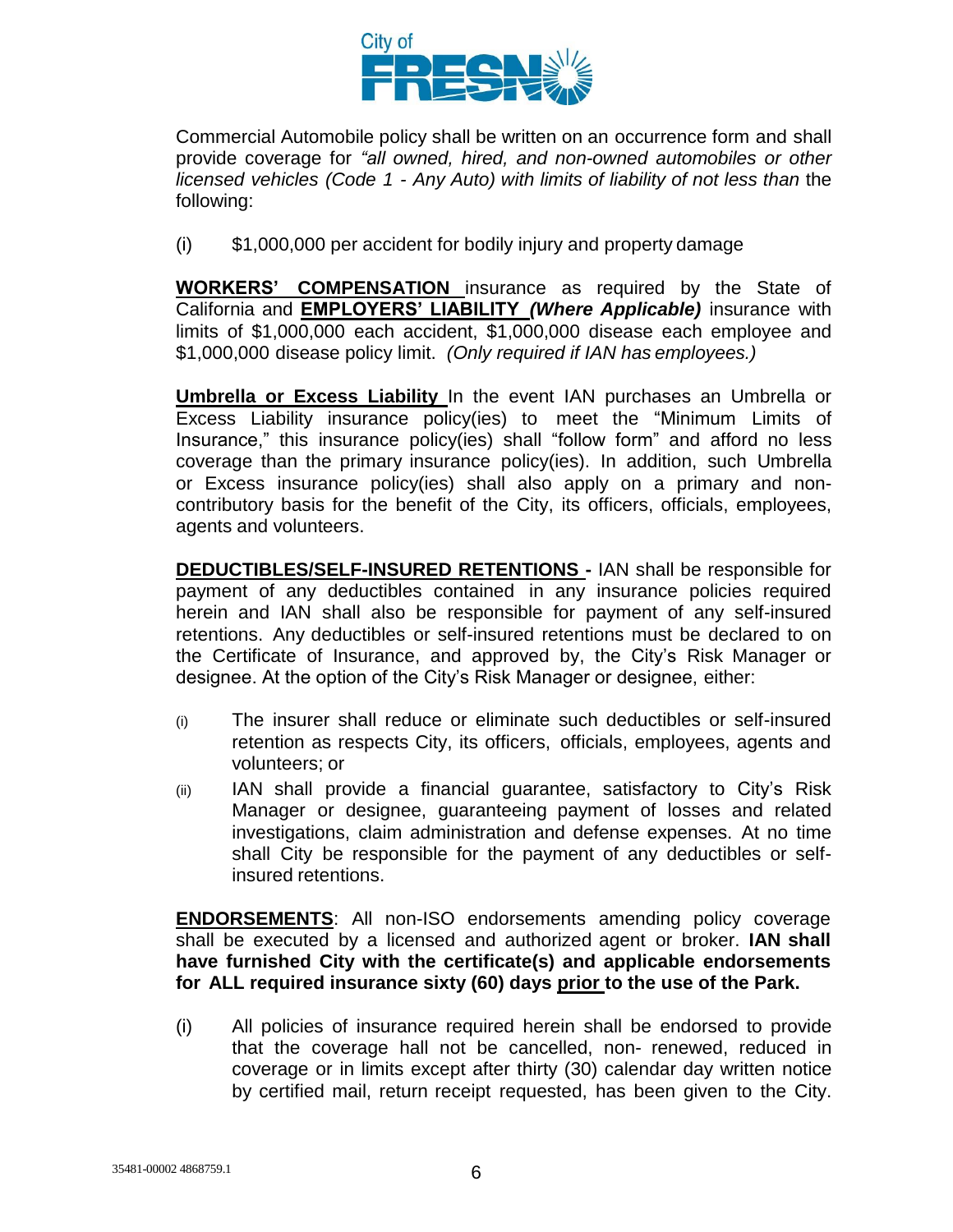Commercial Automobile policy shall be written on an occurrence form and shall provide coverage for *"all owned, hired, and non-owned automobiles or other licensed vehicles (Code 1 - Any Auto) with limits of liability of not less than* the following:

(i) $1,000,000 per accident for bodily injury and property damage

**WORKERS' COMPENSATION** insurance as required by the State of California and **EMPLOYERS' LIABILITY** ***(Where Applicable)*** insurance with limits of $1,000,000 each accident, $1,000,000 disease each employee and $1,000,000 disease policy limit. *(Only required if IAN has employees.)*

**Umbrella or Excess Liability** In the event IAN purchases an Umbrella or Excess Liability insurance policy(ies) to meet the "Minimum Limits of Insurance," this insurance policy(ies) shall "follow form" and afford no less coverage than the primary insurance policy(ies). In addition, such Umbrella or Excess insurance policy(ies) shall also apply on a primary and non-contributory basis for the benefit of the City, its officers, officials, employees, agents and volunteers.

**DEDUCTIBLES/SELF-INSURED RETENTIONS -** IAN shall be responsible for payment of any deductibles contained in any insurance policies required herein and IAN shall also be responsible for payment of any self-insured retentions. Any deductibles or self-insured retentions must be declared to on the Certificate of Insurance, and approved by, the City's Risk Manager or designee. At the option of the City's Risk Manager or designee, either:

(i) The insurer shall reduce or eliminate such deductibles or self-insured retention as respects City, its officers, officials, employees, agents and volunteers; or

(ii) IAN shall provide a financial guarantee, satisfactory to City's Risk Manager or designee, guaranteeing payment of losses and related investigations, claim administration and defense expenses. At no time shall City be responsible for the payment of any deductibles or self-insured retentions.

**ENDORSEMENTS**: All non-ISO endorsements amending policy coverage shall be executed by a licensed and authorized agent or broker. **IAN shall have furnished City with the certificate(s) and applicable endorsements for ALL required insurance sixty (60) days prior to the use of the Park.**

(i) All policies of insurance required herein shall be endorsed to provide that the coverage hall not be cancelled, non- renewed, reduced in coverage or in limits except after thirty (30) calendar day written notice by certified mail, return receipt requested, has been given to the City.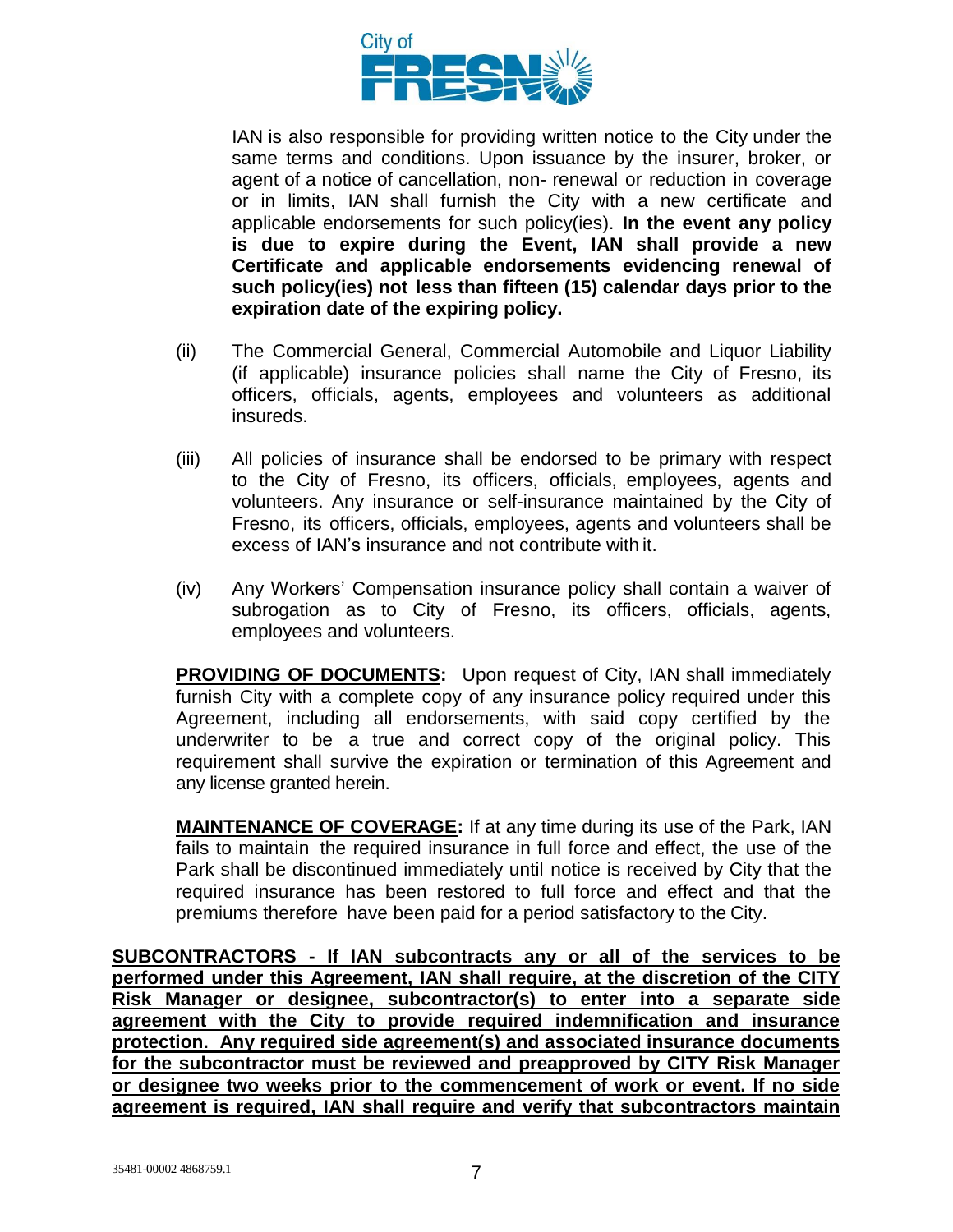IAN is also responsible for providing written notice to the City under the same terms and conditions. Upon issuance by the insurer, broker, or agent of a notice of cancellation, non- renewal or reduction in coverage or in limits, IAN shall furnish the City with a new certificate and applicable endorsements for such policy(ies). **In the event any policy is due to expire during the Event, IAN shall provide a new Certificate and applicable endorsements evidencing renewal of such policy(ies) not less than fifteen (15) calendar days prior to the expiration date of the expiring policy.**

(ii) The Commercial General, Commercial Automobile and Liquor Liability (if applicable) insurance policies shall name the City of Fresno, its officers, officials, agents, employees and volunteers as additional insureds.

(iii) All policies of insurance shall be endorsed to be primary with respect to the City of Fresno, its officers, officials, employees, agents and volunteers. Any insurance or self-insurance maintained by the City of Fresno, its officers, officials, employees, agents and volunteers shall be excess of IAN's insurance and not contribute with it.

(iv) Any Workers' Compensation insurance policy shall contain a waiver of subrogation as to City of Fresno, its officers, officials, agents, employees and volunteers.

**<u>PROVIDING OF DOCUMENTS</u>:** Upon request of City, IAN shall immediately furnish City with a complete copy of any insurance policy required under this Agreement, including all endorsements, with said copy certified by the underwriter to be a true and correct copy of the original policy. This requirement shall survive the expiration or termination of this Agreement and any license granted herein.

**<u>MAINTENANCE OF COVERAGE</u>:** If at any time during its use of the Park, IAN fails to maintain the required insurance in full force and effect, the use of the Park shall be discontinued immediately until notice is received by City that the required insurance has been restored to full force and effect and that the premiums therefore have been paid for a period satisfactory to the City.

**<u>SUBCONTRACTORS - If IAN subcontracts any or all of the services to be performed under this Agreement, IAN shall require, at the discretion of the CITY Risk Manager or designee, subcontractor(s) to enter into a separate side agreement with the City to provide required indemnification and insurance protection. Any required side agreement(s) and associated insurance documents for the subcontractor must be reviewed and preapproved by CITY Risk Manager or designee two weeks prior to the commencement of work or event. If no side agreement is required, IAN shall require and verify that subcontractors maintain</u>**

35481-00002 4868759.1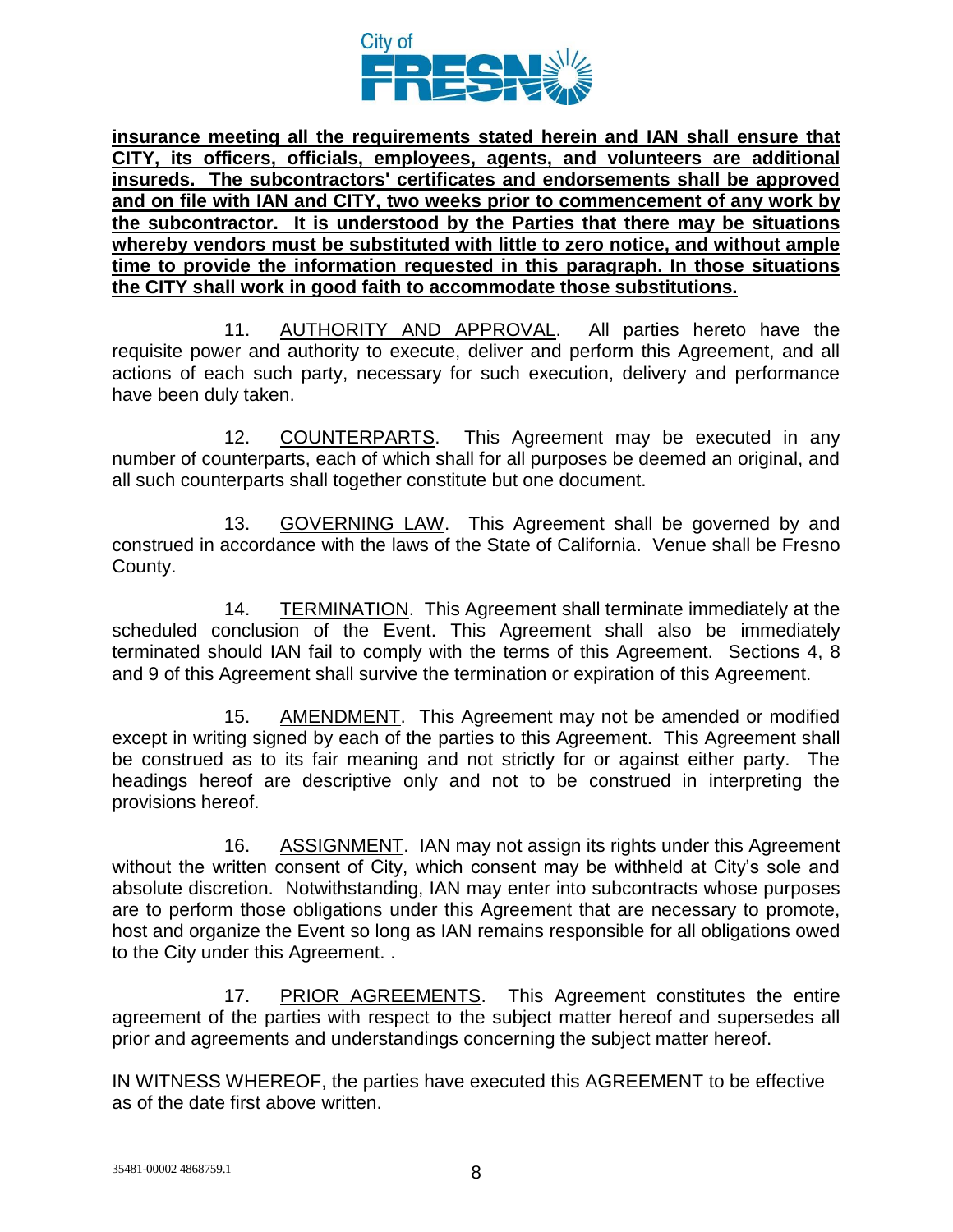**insurance meeting all the requirements stated herein and IAN shall ensure that CITY, its officers, officials, employees, agents, and volunteers are additional insureds. The subcontractors' certificates and endorsements shall be approved and on file with IAN and CITY, two weeks prior to commencement of any work by the subcontractor. It is understood by the Parties that there may be situations whereby vendors must be substituted with little to zero notice, and without ample time to provide the information requested in this paragraph. In those situations the CITY shall work in good faith to accommodate those substitutions.**

11. AUTHORITY AND APPROVAL. All parties hereto have the requisite power and authority to execute, deliver and perform this Agreement, and all actions of each such party, necessary for such execution, delivery and performance have been duly taken.

12. COUNTERPARTS. This Agreement may be executed in any number of counterparts, each of which shall for all purposes be deemed an original, and all such counterparts shall together constitute but one document.

13. GOVERNING LAW. This Agreement shall be governed by and construed in accordance with the laws of the State of California. Venue shall be Fresno County.

14. TERMINATION. This Agreement shall terminate immediately at the scheduled conclusion of the Event. This Agreement shall also be immediately terminated should IAN fail to comply with the terms of this Agreement. Sections 4, 8 and 9 of this Agreement shall survive the termination or expiration of this Agreement.

15. AMENDMENT. This Agreement may not be amended or modified except in writing signed by each of the parties to this Agreement. This Agreement shall be construed as to its fair meaning and not strictly for or against either party. The headings hereof are descriptive only and not to be construed in interpreting the provisions hereof.

16. ASSIGNMENT. IAN may not assign its rights under this Agreement without the written consent of City, which consent may be withheld at City's sole and absolute discretion. Notwithstanding, IAN may enter into subcontracts whose purposes are to perform those obligations under this Agreement that are necessary to promote, host and organize the Event so long as IAN remains responsible for all obligations owed to the City under this Agreement. .

17. PRIOR AGREEMENTS. This Agreement constitutes the entire agreement of the parties with respect to the subject matter hereof and supersedes all prior and agreements and understandings concerning the subject matter hereof.

IN WITNESS WHEREOF, the parties have executed this AGREEMENT to be effective as of the date first above written.

35481-00002 4868759.1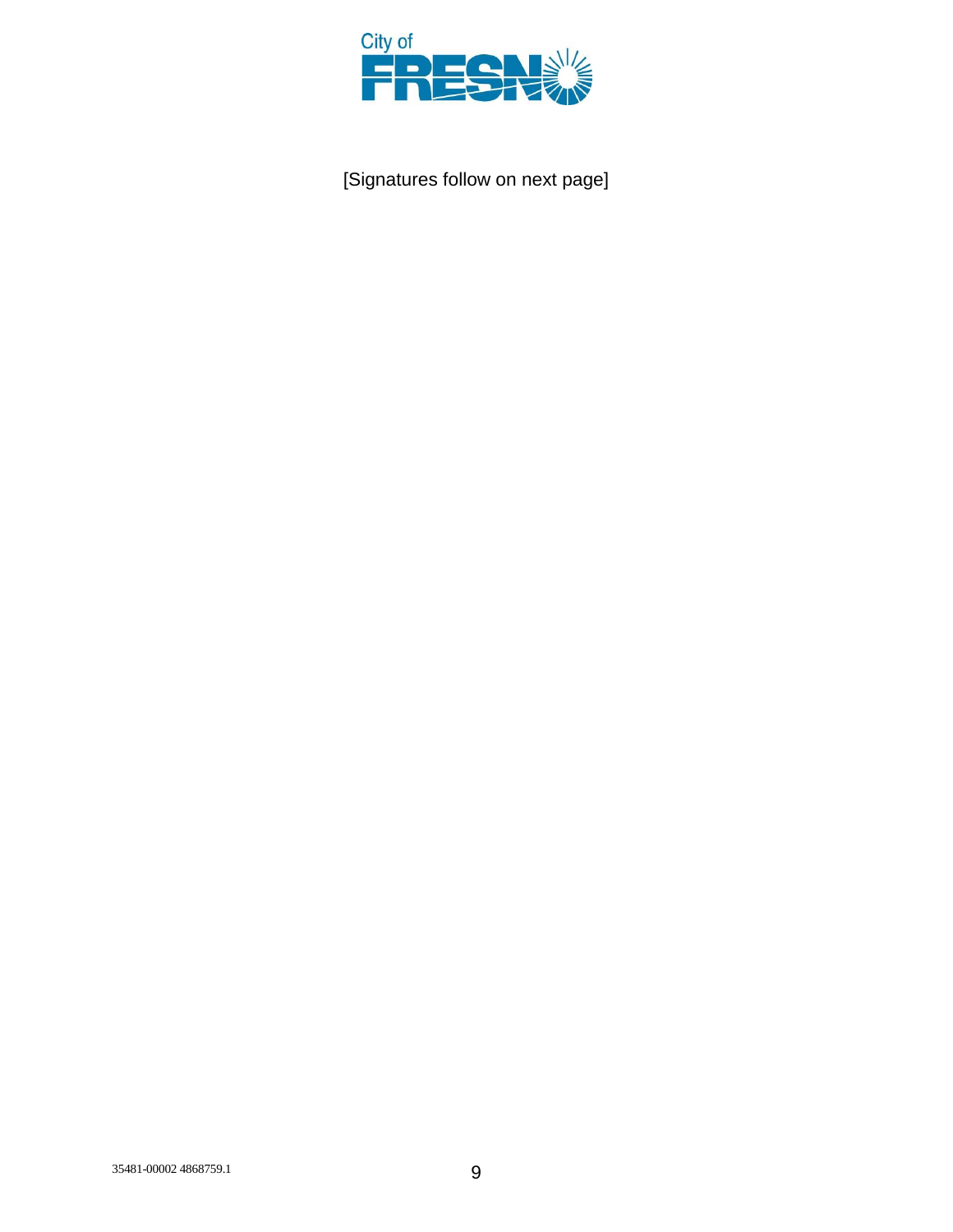[Signatures follow on next page]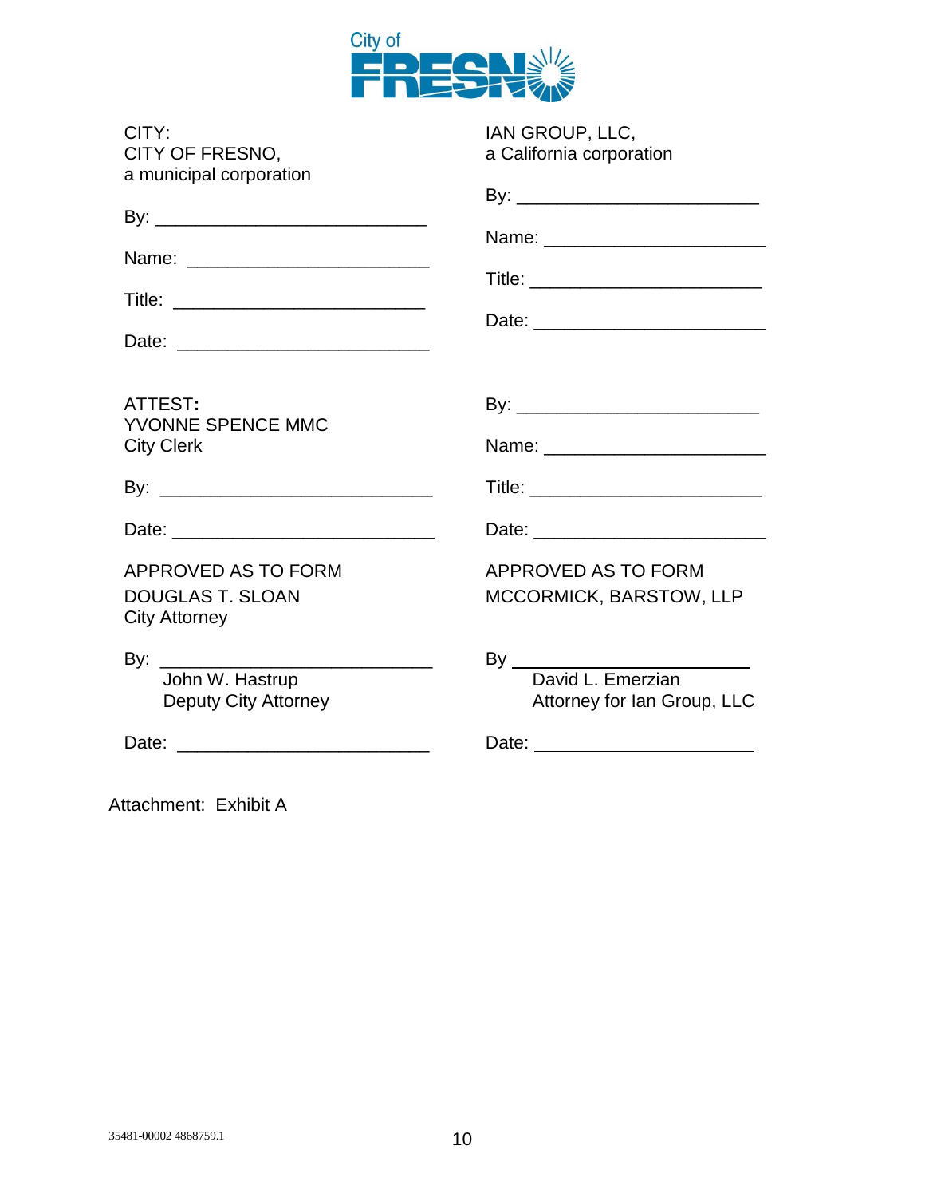City of FRESNO

CITY:
CITY OF FRESNO,
a municipal corporation

By: ___________________________

Name: ________________________

Title: _________________________

Date: _________________________

IAN GROUP, LLC,
a California corporation

By: ________________________

Name: ______________________

Title: _______________________

Date: _______________________

ATTEST:
YVONNE SPENCE MMC
City Clerk

By: ___________________________

Date: _________________________

By: ________________________

Name: ______________________

Title: _______________________

Date: _______________________

APPROVED AS TO FORM
DOUGLAS T. SLOAN
City Attorney

By: ___________________________
John W. Hastrup
Deputy City Attorney

Date: _________________________

APPROVED AS TO FORM
MCCORMICK, BARSTOW, LLP

By ________________________
David L. Emerzian
Attorney for Ian Group, LLC

Date: ______________________

Attachment: Exhibit A

35481-00002 4868759.1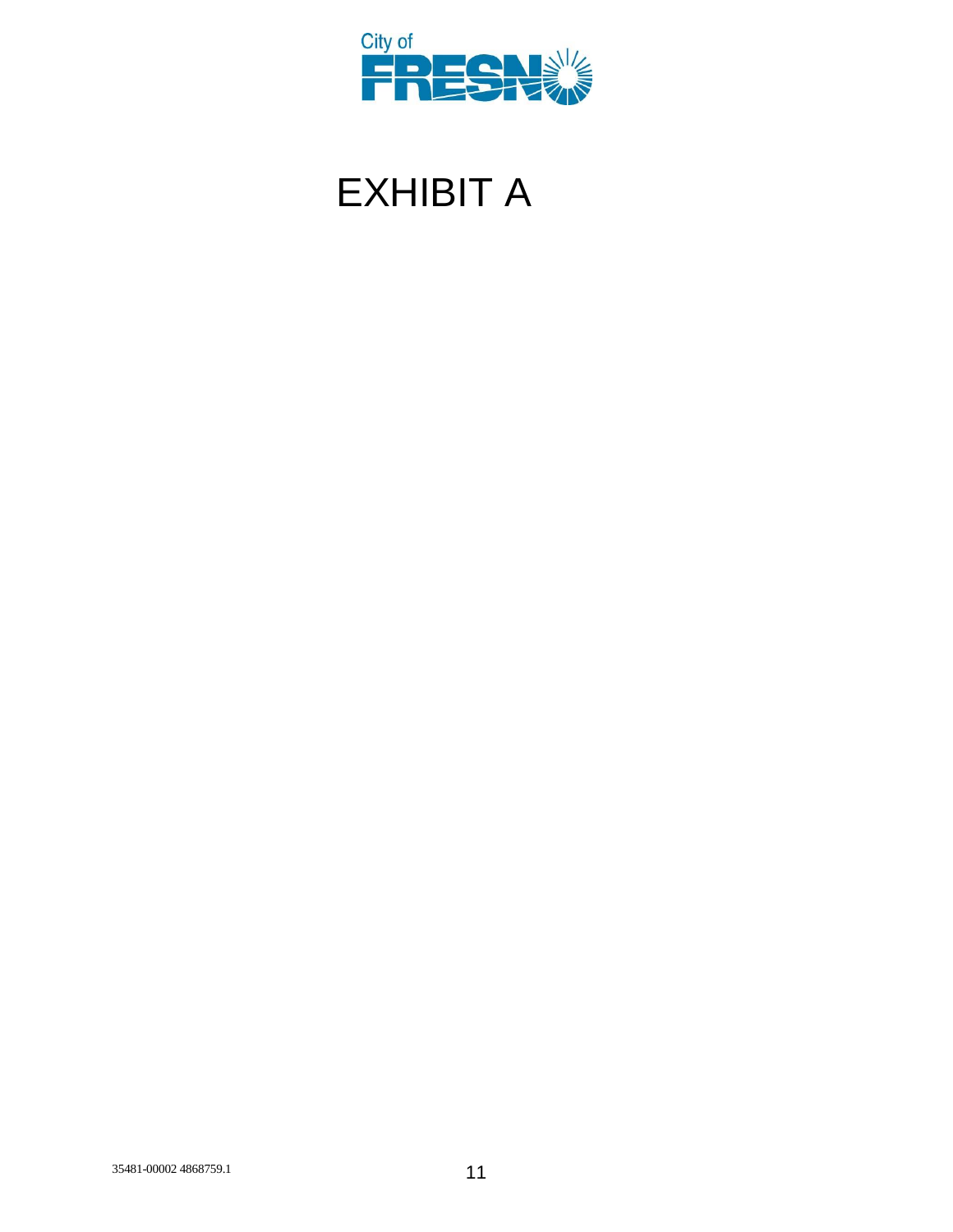City of FRESNO

# EXHIBIT A

35481-00002 4868759.1